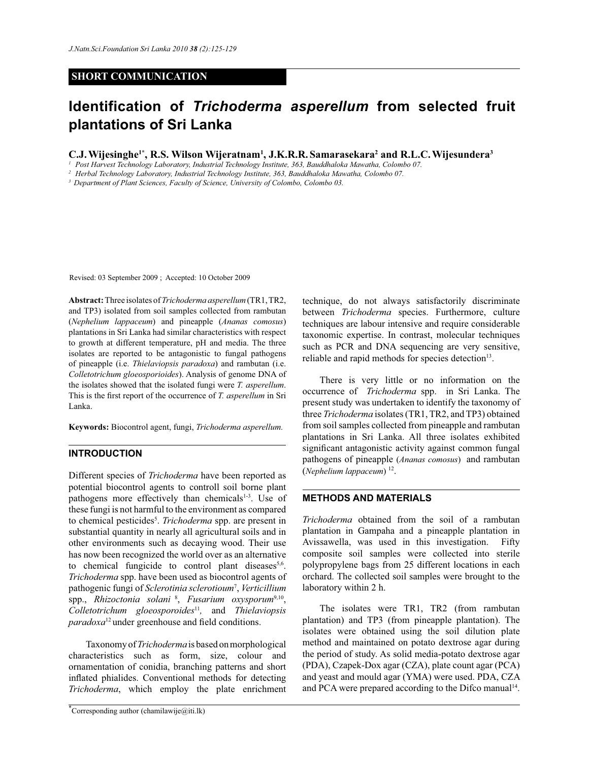**SHORT COMMUNICATION**

# Identification of *Trichoderma asperellum* from selected fruit plantations of Sri Lanka

**C.J. Wijesinghe[1*], R.S. Wilson Wijeratnam[1], J.K.R.R. Samarasekara[2] and R.L.C. Wijesundera[3]**

[1] Post Harvest Technology Laboratory, Industrial Technology Institute, 363, Bauddhaloka Mawatha, Colombo 07.
[2] Herbal Technology Laboratory, Industrial Technology Institute, 363, Bauddhaloka Mawatha, Colombo 07.
[3] Department of Plant Sciences, Faculty of Science, University of Colombo, Colombo 03.

Revised: 03 September 2009 ; Accepted: 10 October 2009

**Abstract:** Three isolates of *Trichoderma asperellum* (TR1, TR2, and TP3) isolated from soil samples collected from rambutan (*Nephelium lappaceum*) and pineapple (*Ananas comosus*) plantations in Sri Lanka had similar characteristics with respect to growth at different temperature, pH and media. The three isolates are reported to be antagonistic to fungal pathogens of pineapple (i.e. *Thielaviopsis paradoxa*) and rambutan (i.e. *Colletotrichum gloeosporioides*). Analysis of genome DNA of the isolates showed that the isolated fungi were *T. asperellum*. This is the first report of the occurrence of *T. asperellum* in Sri Lanka.

**Keywords:** Biocontrol agent, fungi, *Trichoderma asperellum.*

## INTRODUCTION

Different species of *Trichoderma* have been reported as potential biocontrol agents to controll soil borne plant pathogens more effectively than chemicals[1-3]. Use of these fungi is not harmful to the environment as compared to chemical pesticides[5]. *Trichoderma* spp. are present in substantial quantity in nearly all agricultural soils and in other environments such as decaying wood. Their use has now been recognized the world over as an alternative to chemical fungicide to control plant diseases[5,6]. *Trichoderma* spp. have been used as biocontrol agents of pathogenic fungi of *Sclerotinia sclerotioum*[7], *Verticillium* spp., *Rhizoctonia solani* [8], *Fusarium oxysporum*[9,10], *Colletotrichum gloeosporoides*[11], and *Thielaviopsis paradoxa*[12] under greenhouse and field conditions.

Taxonomy of *Trichoderma* is based on morphological characteristics such as form, size, colour and ornamentation of conidia, branching patterns and short inflated phialides. Conventional methods for detecting *Trichoderma*, which employ the plate enrichment technique, do not always satisfactorily discriminate between *Trichoderma* species. Furthermore, culture techniques are labour intensive and require considerable taxonomic expertise. In contrast, molecular techniques such as PCR and DNA sequencing are very sensitive, reliable and rapid methods for species detection[13].

There is very little or no information on the occurrence of *Trichoderma* spp. in Sri Lanka. The present study was undertaken to identify the taxonomy of three *Trichoderma* isolates (TR1, TR2, and TP3) obtained from soil samples collected from pineapple and rambutan plantations in Sri Lanka. All three isolates exhibited significant antagonistic activity against common fungal pathogens of pineapple (*Ananas comosus*) and rambutan (*Nephelium lappaceum*) [12].

## METHODS AND MATERIALS

*Trichoderma* obtained from the soil of a rambutan plantation in Gampaha and a pineapple plantation in Avissawella, was used in this investigation. Fifty composite soil samples were collected into sterile polypropylene bags from 25 different locations in each orchard. The collected soil samples were brought to the laboratory within 2 h.

The isolates were TR1, TR2 (from rambutan plantation) and TP3 (from pineapple plantation). The isolates were obtained using the soil dilution plate method and maintained on potato dextrose agar during the period of study. As solid media-potato dextrose agar (PDA), Czapek-Dox agar (CZA), plate count agar (PCA) and yeast and mould agar (YMA) were used. PDA, CZA and PCA were prepared according to the Difco manual[14].

[*]Corresponding author (chamilawije@iti.lk)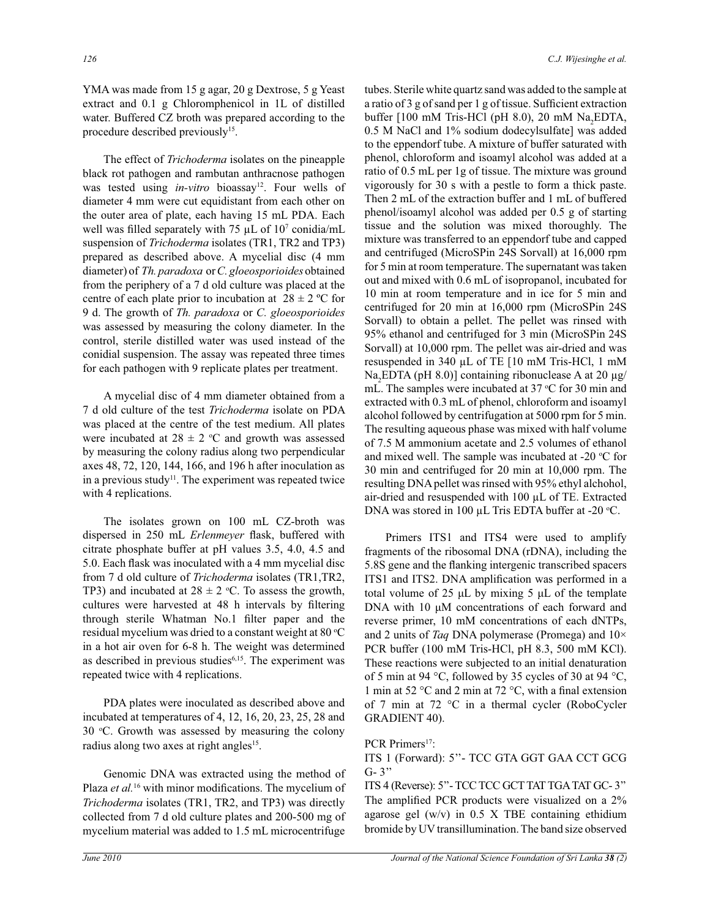YMA was made from 15 g agar, 20 g Dextrose, 5 g Yeast extract and 0.1 g Chloromphenicol in 1L of distilled water. Buffered CZ broth was prepared according to the procedure described previously[15].

The effect of *Trichoderma* isolates on the pineapple black rot pathogen and rambutan anthracnose pathogen was tested using *in-vitro* bioassay[12]. Four wells of diameter 4 mm were cut equidistant from each other on the outer area of plate, each having 15 mL PDA. Each well was filled separately with 75 µL of $10^7$ conidia/mL suspension of *Trichoderma* isolates (TR1, TR2 and TP3) prepared as described above. A mycelial disc (4 mm diameter) of *Th. paradoxa* or *C. gloeosporioides* obtained from the periphery of a 7 d old culture was placed at the centre of each plate prior to incubation at $28 \pm 2$ ºC for 9 d. The growth of *Th. paradoxa* or *C. gloeosporioides* was assessed by measuring the colony diameter. In the control, sterile distilled water was used instead of the conidial suspension. The assay was repeated three times for each pathogen with 9 replicate plates per treatment.

A mycelial disc of 4 mm diameter obtained from a 7 d old culture of the test *Trichoderma* isolate on PDA was placed at the centre of the test medium. All plates were incubated at $28 \pm 2$ ºC and growth was assessed by measuring the colony radius along two perpendicular axes 48, 72, 120, 144, 166, and 196 h after inoculation as in a previous study[11]. The experiment was repeated twice with 4 replications.

The isolates grown on 100 mL CZ-broth was dispersed in 250 mL *Erlenmeyer* flask, buffered with citrate phosphate buffer at pH values 3.5, 4.0, 4.5 and 5.0. Each flask was inoculated with a 4 mm mycelial disc from 7 d old culture of *Trichoderma* isolates (TR1,TR2, TP3) and incubated at $28 \pm 2$ ºC. To assess the growth, cultures were harvested at 48 h intervals by filtering through sterile Whatman No.1 filter paper and the residual mycelium was dried to a constant weight at 80 ºC in a hot air oven for 6-8 h. The weight was determined as described in previous studies[6,15]. The experiment was repeated twice with 4 replications.

PDA plates were inoculated as described above and incubated at temperatures of 4, 12, 16, 20, 23, 25, 28 and 30 ºC. Growth was assessed by measuring the colony radius along two axes at right angles[15].

Genomic DNA was extracted using the method of Plaza *et al.*[16] with minor modifications. The mycelium of *Trichoderma* isolates (TR1, TR2, and TP3) was directly collected from 7 d old culture plates and 200-500 mg of mycelium material was added to 1.5 mL microcentrifuge tubes. Sterile white quartz sand was added to the sample at a ratio of 3 g of sand per 1 g of tissue. Sufficient extraction buffer [100 mM Tris-HCl (pH 8.0), 20 mM $Na_2$EDTA, 0.5 M NaCl and 1% sodium dodecylsulfate] was added to the eppendorf tube. A mixture of buffer saturated with phenol, chloroform and isoamyl alcohol was added at a ratio of 0.5 mL per 1g of tissue. The mixture was ground vigorously for 30 s with a pestle to form a thick paste. Then 2 mL of the extraction buffer and 1 mL of buffered phenol/isoamyl alcohol was added per 0.5 g of starting tissue and the solution was mixed thoroughly. The mixture was transferred to an eppendorf tube and capped and centrifuged (MicroSPin 24S Sorvall) at 16,000 rpm for 5 min at room temperature. The supernatant was taken out and mixed with 0.6 mL of isopropanol, incubated for 10 min at room temperature and in ice for 5 min and centrifuged for 20 min at 16,000 rpm (MicroSPin 24S Sorvall) to obtain a pellet. The pellet was rinsed with 95% ethanol and centrifuged for 3 min (MicroSPin 24S Sorvall) at 10,000 rpm. The pellet was air-dried and was resuspended in 340 µL of TE [10 mM Tris-HCl, 1 mM $Na_2$EDTA (pH 8.0)] containing ribonuclease A at 20 µg/mL. The samples were incubated at 37 ºC for 30 min and extracted with 0.3 mL of phenol, chloroform and isoamyl alcohol followed by centrifugation at 5000 rpm for 5 min. The resulting aqueous phase was mixed with half volume of 7.5 M ammonium acetate and 2.5 volumes of ethanol and mixed well. The sample was incubated at -20 ºC for 30 min and centrifuged for 20 min at 10,000 rpm. The resulting DNA pellet was rinsed with 95% ethyl alcohol, air-dried and resuspended with 100 µL of TE. Extracted DNA was stored in 100 µL Tris EDTA buffer at -20 ºC.

Primers ITS1 and ITS4 were used to amplify fragments of the ribosomal DNA (rDNA), including the 5.8S gene and the flanking intergenic transcribed spacers ITS1 and ITS2. DNA amplification was performed in a total volume of 25 µL by mixing 5 µL of the template DNA with 10 µM concentrations of each forward and reverse primer, 10 mM concentrations of each dNTPs, and 2 units of *Taq* DNA polymerase (Promega) and 10× PCR buffer (100 mM Tris-HCl, pH 8.3, 500 mM KCl). These reactions were subjected to an initial denaturation of 5 min at 94 °C, followed by 35 cycles of 30 at 94 °C, 1 min at 52 °C and 2 min at 72 °C, with a final extension of 7 min at 72 °C in a thermal cycler (RoboCycler GRADIENT 40).

PCR Primers[17]:

ITS 1 (Forward): 5''- TCC GTA GGT GAA CCT GCG G- 3''

ITS 4 (Reverse): 5''- TCC TCC GCT TAT TGA TAT GC- 3''

The amplified PCR products were visualized on a 2% agarose gel (w/v) in 0.5 X TBE containing ethidium bromide by UV transillumination. The band size observed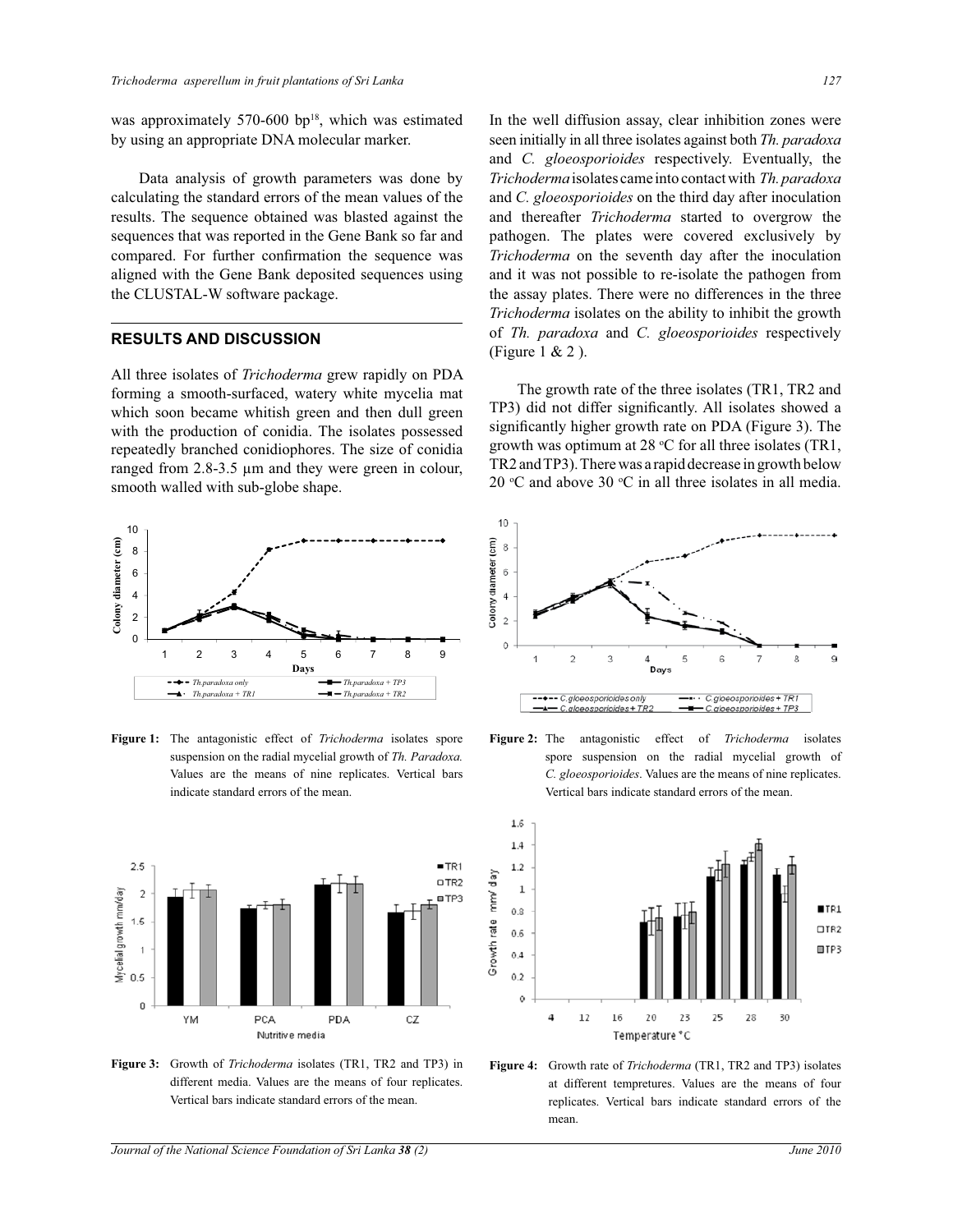was approximately 570-600 bp[18], which was estimated by using an appropriate DNA molecular marker.

Data analysis of growth parameters was done by calculating the standard errors of the mean values of the results. The sequence obtained was blasted against the sequences that was reported in the Gene Bank so far and compared. For further confirmation the sequence was aligned with the Gene Bank deposited sequences using the CLUSTAL-W software package.

## RESULTS AND DISCUSSION

All three isolates of *Trichoderma* grew rapidly on PDA forming a smooth-surfaced, watery white mycelia mat which soon became whitish green and then dull green with the production of conidia. The isolates possessed repeatedly branched conidiophores. The size of conidia ranged from 2.8-3.5 µm and they were green in colour, smooth walled with sub-globe shape.

In the well diffusion assay, clear inhibition zones were seen initially in all three isolates against both *Th. paradoxa* and *C. gloeosporioides* respectively. Eventually, the *Trichoderma* isolates came into contact with *Th. paradoxa* and *C. gloeosporioides* on the third day after inoculation and thereafter *Trichoderma* started to overgrow the pathogen. The plates were covered exclusively by *Trichoderma* on the seventh day after the inoculation and it was not possible to re-isolate the pathogen from the assay plates. There were no differences in the three *Trichoderma* isolates on the ability to inhibit the growth of *Th. paradoxa* and *C. gloeosporioides* respectively (Figure 1 & 2 ).

The growth rate of the three isolates (TR1, TR2 and TP3) did not differ significantly. All isolates showed a significantly higher growth rate on PDA (Figure 3). The growth was optimum at 28 °C for all three isolates (TR1, TR2 and TP3). There was a rapid decrease in growth below 20 °C and above 30 °C in all three isolates in all media.

**Figure 1:** The antagonistic effect of *Trichoderma* isolates spore suspension on the radial mycelial growth of *Th. Paradoxa.* Values are the means of nine replicates. Vertical bars indicate standard errors of the mean.

**Figure 2:** The antagonistic effect of *Trichoderma* isolates spore suspension on the radial mycelial growth of *C. gloeosporioides*. Values are the means of nine replicates. Vertical bars indicate standard errors of the mean.

**Figure 3:** Growth of *Trichoderma* isolates (TR1, TR2 and TP3) in different media. Values are the means of four replicates. Vertical bars indicate standard errors of the mean.

**Figure 4:** Growth rate of *Trichoderma* (TR1, TR2 and TP3) isolates at different tempretures. Values are the means of four replicates. Vertical bars indicate standard errors of the mean.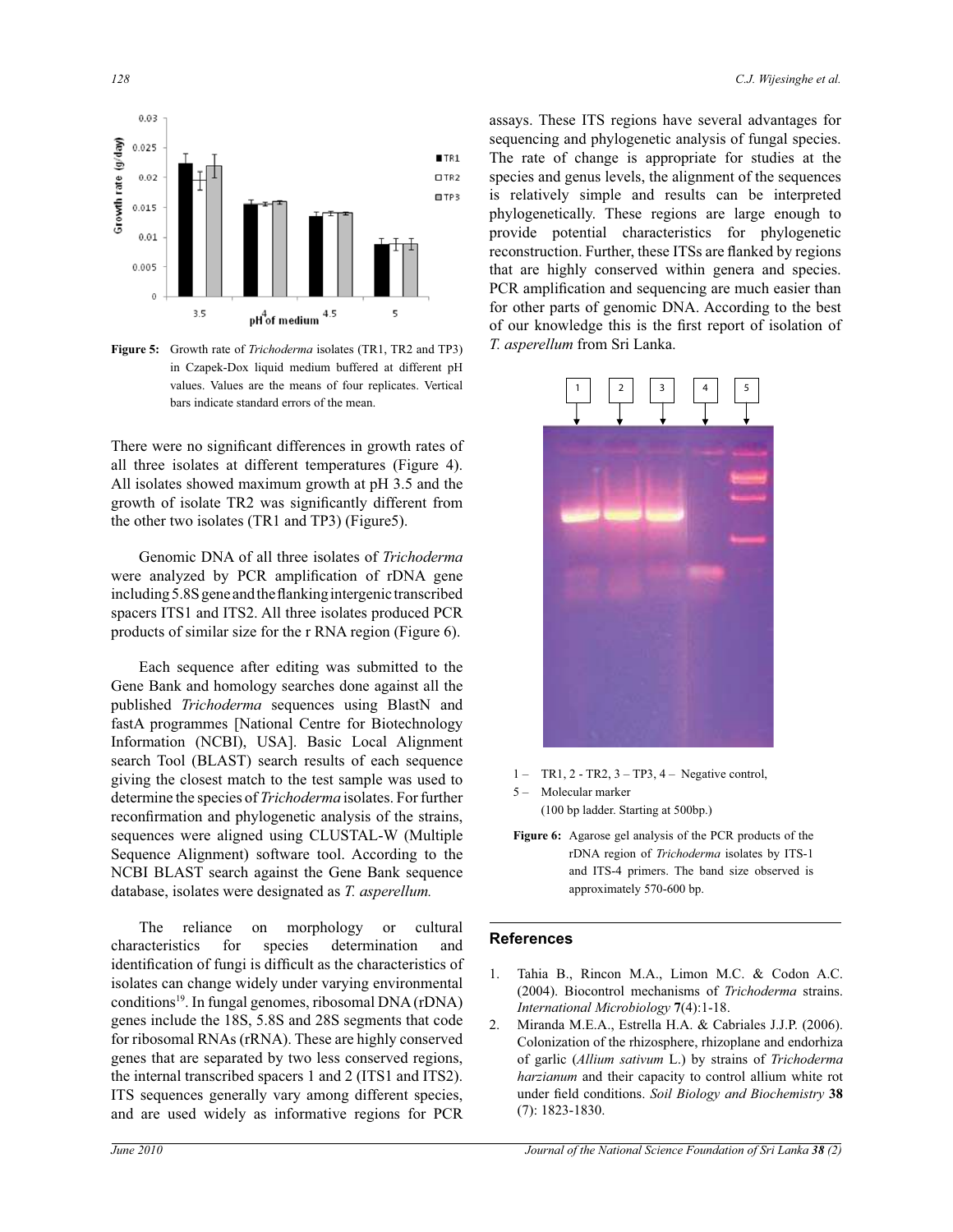Figure 5: Growth rate of *Trichoderma* isolates (TR1, TR2 and TP3) in Czapek-Dox liquid medium buffered at different pH values. Values are the means of four replicates. Vertical bars indicate standard errors of the mean.

There were no significant differences in growth rates of all three isolates at different temperatures (Figure 4). All isolates showed maximum growth at pH 3.5 and the growth of isolate TR2 was significantly different from the other two isolates (TR1 and TP3) (Figure5).

Genomic DNA of all three isolates of *Trichoderma* were analyzed by PCR amplification of rDNA gene including 5.8S gene and the flanking intergenic transcribed spacers ITS1 and ITS2. All three isolates produced PCR products of similar size for the r RNA region (Figure 6).

Each sequence after editing was submitted to the Gene Bank and homology searches done against all the published *Trichoderma* sequences using BlastN and fastA programmes [National Centre for Biotechnology Information (NCBI), USA]. Basic Local Alignment search Tool (BLAST) search results of each sequence giving the closest match to the test sample was used to determine the species of *Trichoderma* isolates. For further reconfirmation and phylogenetic analysis of the strains, sequences were aligned using CLUSTAL-W (Multiple Sequence Alignment) software tool. According to the NCBI BLAST search against the Gene Bank sequence database, isolates were designated as *T. asperellum.*

The reliance on morphology or cultural characteristics for species determination and identification of fungi is difficult as the characteristics of isolates can change widely under varying environmental conditions[19]. In fungal genomes, ribosomal DNA (rDNA) genes include the 18S, 5.8S and 28S segments that code for ribosomal RNAs (rRNA). These are highly conserved genes that are separated by two less conserved regions, the internal transcribed spacers 1 and 2 (ITS1 and ITS2). ITS sequences generally vary among different species, and are used widely as informative regions for PCR assays. These ITS regions have several advantages for sequencing and phylogenetic analysis of fungal species. The rate of change is appropriate for studies at the species and genus levels, the alignment of the sequences is relatively simple and results can be interpreted phylogenetically. These regions are large enough to provide potential characteristics for phylogenetic reconstruction. Further, these ITSs are flanked by regions that are highly conserved within genera and species. PCR amplification and sequencing are much easier than for other parts of genomic DNA. According to the best of our knowledge this is the first report of isolation of *T. asperellum* from Sri Lanka.

1 – TR1, 2 - TR2, 3 – TP3, 4 – Negative control,
5 – Molecular marker
(100 bp ladder. Starting at 500bp.)

Figure 6: Agarose gel analysis of the PCR products of the rDNA region of *Trichoderma* isolates by ITS-1 and ITS-4 primers. The band size observed is approximately 570-600 bp.

## References

1. Tahia B., Rincon M.A., Limon M.C. & Codon A.C. (2004). Biocontrol mechanisms of *Trichoderma* strains. *International Microbiology* **7**(4):1-18.
2. Miranda M.E.A., Estrella H.A. & Cabriales J.J.P. (2006). Colonization of the rhizosphere, rhizoplane and endorhiza of garlic (*Allium sativum* L.) by strains of *Trichoderma harzianum* and their capacity to control allium white rot under field conditions. *Soil Biology and Biochemistry* **38** (7): 1823-1830.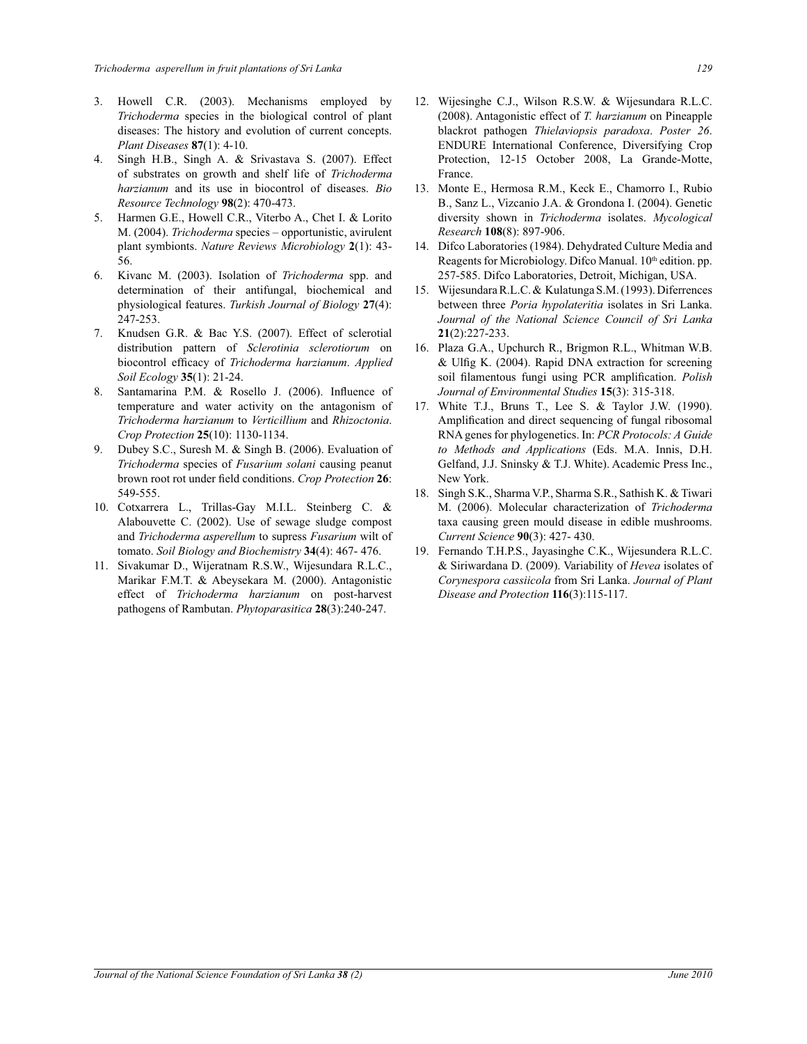3. Howell C.R. (2003). Mechanisms employed by *Trichoderma* species in the biological control of plant diseases: The history and evolution of current concepts. *Plant Diseases* **87**(1): 4-10.
4. Singh H.B., Singh A. & Srivastava S. (2007). Effect of substrates on growth and shelf life of *Trichoderma harzianum* and its use in biocontrol of diseases. *Bio Resource Technology* **98**(2): 470-473.
5. Harmen G.E., Howell C.R., Viterbo A., Chet I. & Lorito M. (2004). *Trichoderma* species – opportunistic, avirulent plant symbionts. *Nature Reviews Microbiology* **2**(1): 43-56.
6. Kivanc M. (2003). Isolation of *Trichoderma* spp. and determination of their antifungal, biochemical and physiological features. *Turkish Journal of Biology* **27**(4): 247-253.
7. Knudsen G.R. & Bac Y.S. (2007). Effect of sclerotial distribution pattern of *Sclerotinia sclerotiorum* on biocontrol efficacy of *Trichoderma harzianum*. *Applied Soil Ecology* **35**(1): 21-24.
8. Santamarina P.M. & Rosello J. (2006). Influence of temperature and water activity on the antagonism of *Trichoderma harzianum* to *Verticillium* and *Rhizoctonia*. *Crop Protection* **25**(10): 1130-1134.
9. Dubey S.C., Suresh M. & Singh B. (2006). Evaluation of *Trichoderma* species of *Fusarium solani* causing peanut brown root rot under field conditions. *Crop Protection* **26**: 549-555.
10. Cotxarrera L., Trillas-Gay M.I.L. Steinberg C. & Alabouvette C. (2002). Use of sewage sludge compost and *Trichoderma asperellum* to supress *Fusarium* wilt of tomato. *Soil Biology and Biochemistry* **34**(4): 467- 476.
11. Sivakumar D., Wijeratnam R.S.W., Wijesundara R.L.C., Marikar F.M.T. & Abeysekara M. (2000). Antagonistic effect of *Trichoderma harzianum* on post-harvest pathogens of Rambutan. *Phytoparasitica* **28**(3):240-247.
12. Wijesinghe C.J., Wilson R.S.W. & Wijesundara R.L.C. (2008). Antagonistic effect of *T. harzianum* on Pineapple blackrot pathogen *Thielaviopsis paradoxa*. *Poster 26*. ENDURE International Conference, Diversifying Crop Protection, 12-15 October 2008, La Grande-Motte, France.
13. Monte E., Hermosa R.M., Keck E., Chamorro I., Rubio B., Sanz L., Vizcanio J.A. & Grondona I. (2004). Genetic diversity shown in *Trichoderma* isolates. *Mycological Research* **108**(8): 897-906.
14. Difco Laboratories (1984). Dehydrated Culture Media and Reagents for Microbiology. Difco Manual. 10th edition. pp. 257-585. Difco Laboratories, Detroit, Michigan, USA.
15. Wijesundara R.L.C. & Kulatunga S.M. (1993). Diferrences between three *Poria hypolateritia* isolates in Sri Lanka. *Journal of the National Science Council of Sri Lanka* **21**(2):227-233.
16. Plaza G.A., Upchurch R., Brigmon R.L., Whitman W.B. & Ulfig K. (2004). Rapid DNA extraction for screening soil filamentous fungi using PCR amplification. *Polish Journal of Environmental Studies* **15**(3): 315-318.
17. White T.J., Bruns T., Lee S. & Taylor J.W. (1990). Amplification and direct sequencing of fungal ribosomal RNA genes for phylogenetics. In: *PCR Protocols: A Guide to Methods and Applications* (Eds. M.A. Innis, D.H. Gelfand, J.J. Sninsky & T.J. White). Academic Press Inc., New York.
18. Singh S.K., Sharma V.P., Sharma S.R., Sathish K. & Tiwari M. (2006). Molecular characterization of *Trichoderma* taxa causing green mould disease in edible mushrooms. *Current Science* **90**(3): 427- 430.
19. Fernando T.H.P.S., Jayasinghe C.K., Wijesundera R.L.C. & Siriwardana D. (2009). Variability of *Hevea* isolates of *Corynespora cassiicola* from Sri Lanka. *Journal of Plant Disease and Protection* **116**(3):115-117.